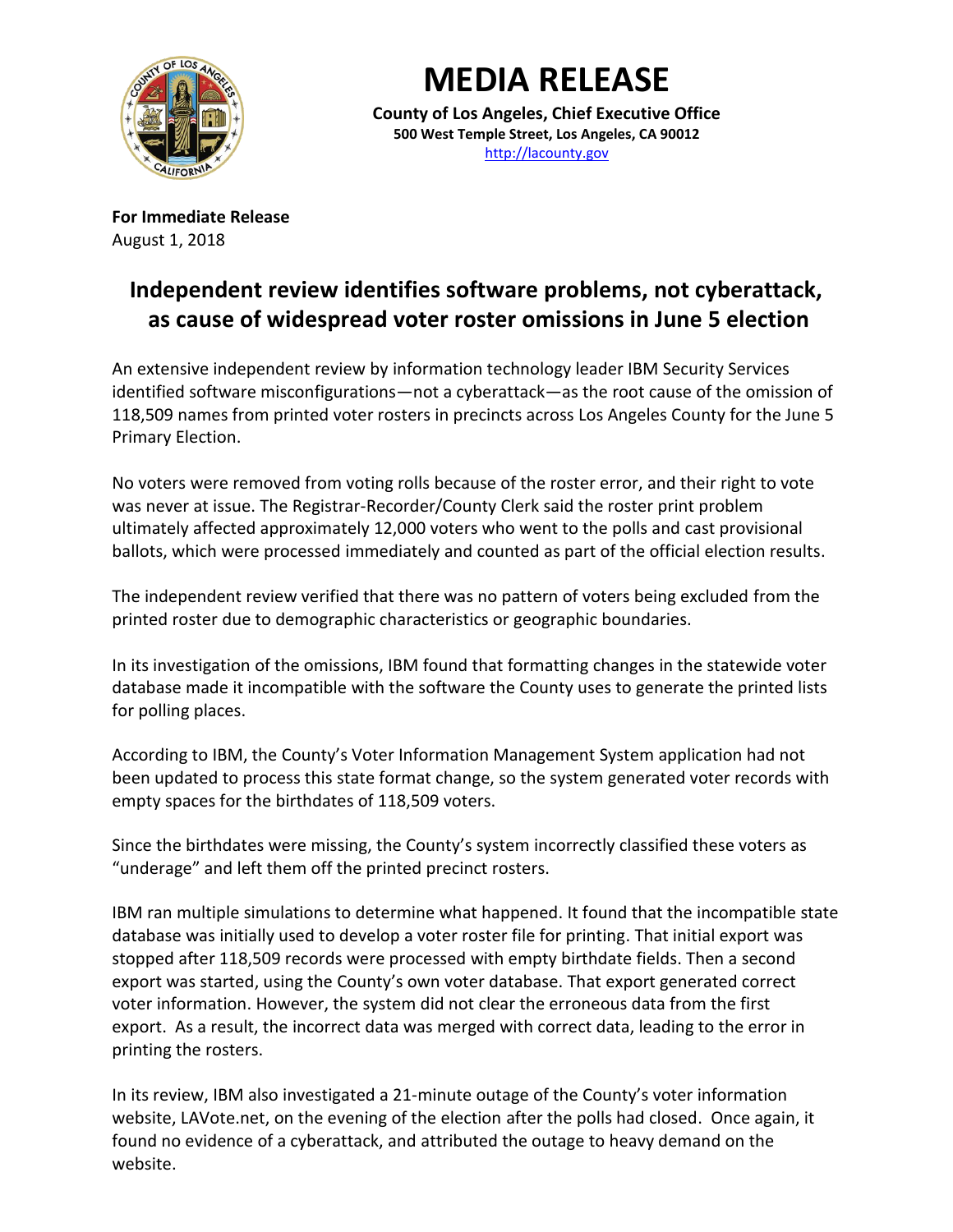# MEDIA RELEASE

**County of Los Angeles, Chief Executive Office**
**500 West Temple Street, Los Angeles, CA 90012**
http://lacounty.gov

**For Immediate Release**
August 1, 2018

## Independent review identifies software problems, not cyberattack, as cause of widespread voter roster omissions in June 5 election

An extensive independent review by information technology leader IBM Security Services identified software misconfigurations—not a cyberattack—as the root cause of the omission of 118,509 names from printed voter rosters in precincts across Los Angeles County for the June 5 Primary Election.

No voters were removed from voting rolls because of the roster error, and their right to vote was never at issue. The Registrar-Recorder/County Clerk said the roster print problem ultimately affected approximately 12,000 voters who went to the polls and cast provisional ballots, which were processed immediately and counted as part of the official election results.

The independent review verified that there was no pattern of voters being excluded from the printed roster due to demographic characteristics or geographic boundaries.

In its investigation of the omissions, IBM found that formatting changes in the statewide voter database made it incompatible with the software the County uses to generate the printed lists for polling places.

According to IBM, the County's Voter Information Management System application had not been updated to process this state format change, so the system generated voter records with empty spaces for the birthdates of 118,509 voters.

Since the birthdates were missing, the County's system incorrectly classified these voters as "underage" and left them off the printed precinct rosters.

IBM ran multiple simulations to determine what happened. It found that the incompatible state database was initially used to develop a voter roster file for printing. That initial export was stopped after 118,509 records were processed with empty birthdate fields. Then a second export was started, using the County's own voter database. That export generated correct voter information. However, the system did not clear the erroneous data from the first export. As a result, the incorrect data was merged with correct data, leading to the error in printing the rosters.

In its review, IBM also investigated a 21-minute outage of the County's voter information website, LAVote.net, on the evening of the election after the polls had closed. Once again, it found no evidence of a cyberattack, and attributed the outage to heavy demand on the website.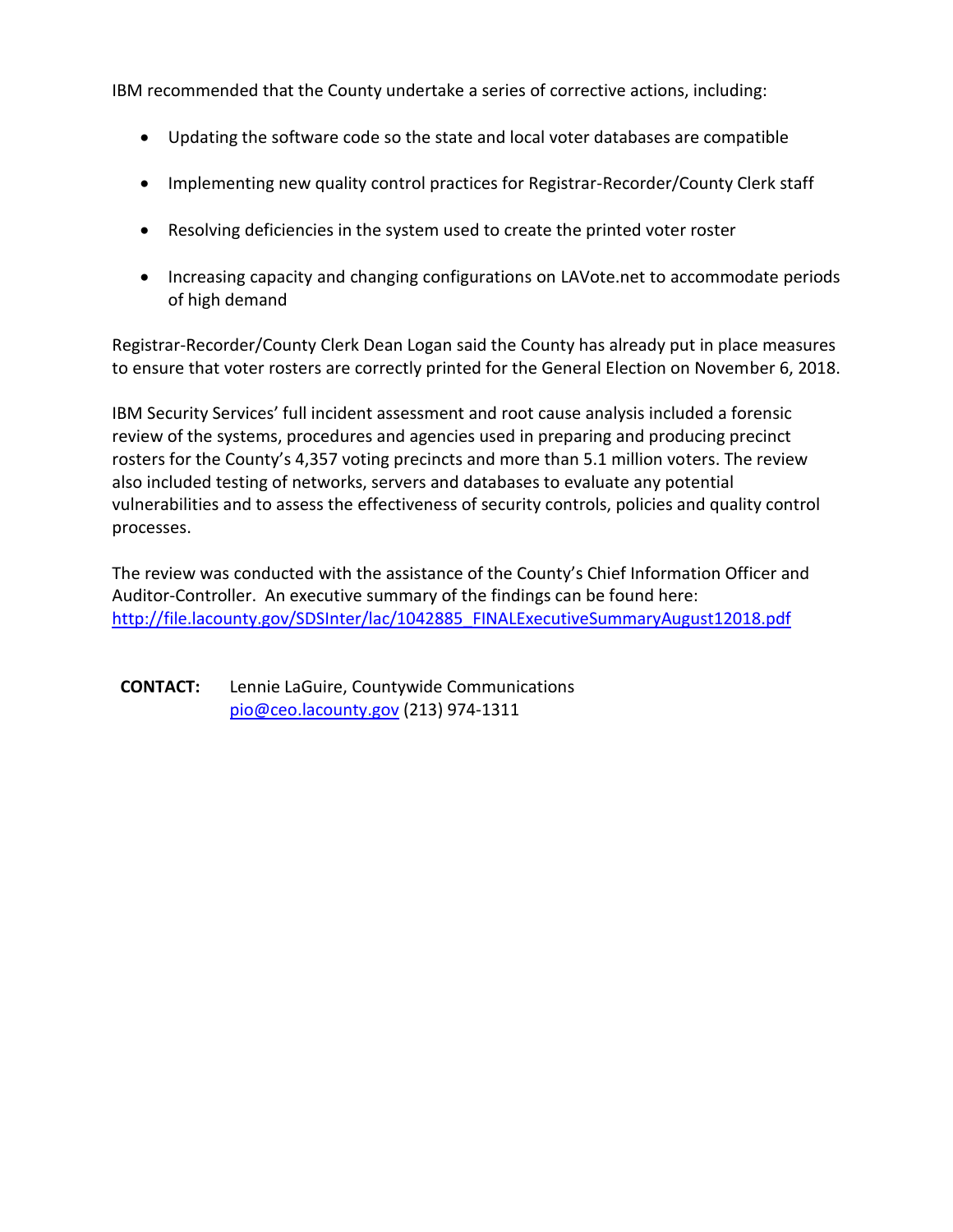IBM recommended that the County undertake a series of corrective actions, including:

- Updating the software code so the state and local voter databases are compatible
- Implementing new quality control practices for Registrar-Recorder/County Clerk staff
- Resolving deficiencies in the system used to create the printed voter roster
- Increasing capacity and changing configurations on LAVote.net to accommodate periods of high demand

Registrar-Recorder/County Clerk Dean Logan said the County has already put in place measures to ensure that voter rosters are correctly printed for the General Election on November 6, 2018.

IBM Security Services' full incident assessment and root cause analysis included a forensic review of the systems, procedures and agencies used in preparing and producing precinct rosters for the County's 4,357 voting precincts and more than 5.1 million voters. The review also included testing of networks, servers and databases to evaluate any potential vulnerabilities and to assess the effectiveness of security controls, policies and quality control processes.

The review was conducted with the assistance of the County's Chief Information Officer and Auditor-Controller. An executive summary of the findings can be found here: http://file.lacounty.gov/SDSInter/lac/1042885_FINALExecutiveSummaryAugust12018.pdf

**CONTACT:** Lennie LaGuire, Countywide Communications
pio@ceo.lacounty.gov (213) 974-1311